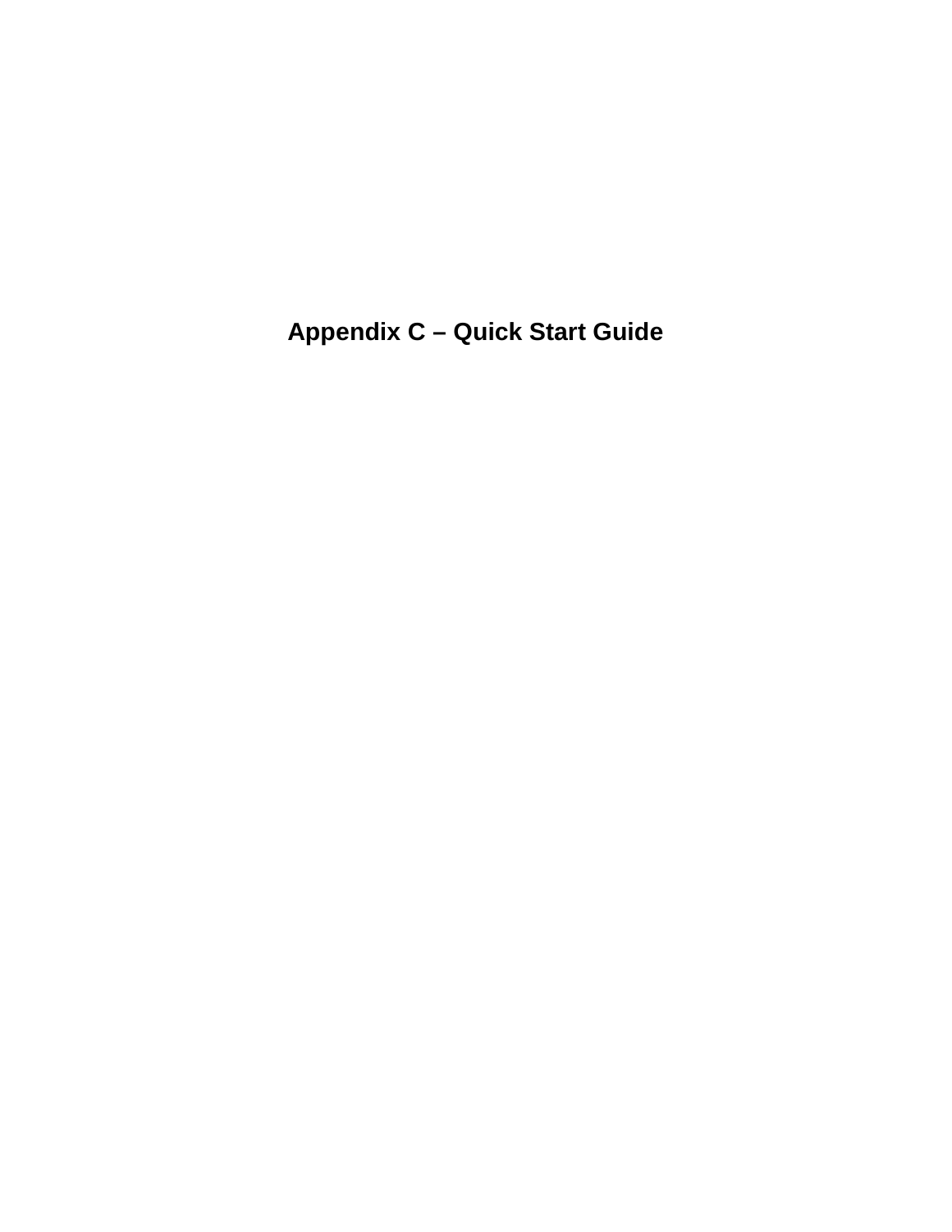# Appendix C – Quick Start Guide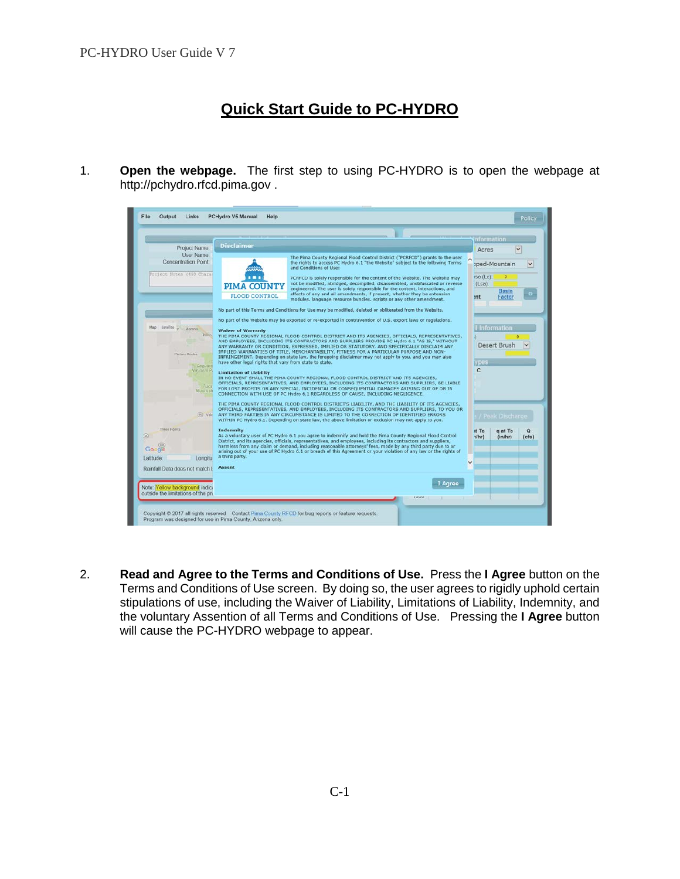# Quick Start Guide to PC-HYDRO

1. **Open the webpage.** The first step to using PC-HYDRO is to open the webpage at http://pchydro.rfcd.pima.gov .

2. **Read and Agree to the Terms and Conditions of Use.** Press the **I Agree** button on the Terms and Conditions of Use screen. By doing so, the user agrees to rigidly uphold certain stipulations of use, including the Waiver of Liability, Limitations of Liability, Indemnity, and the voluntary Assention of all Terms and Conditions of Use. Pressing the **I Agree** button will cause the PC-HYDRO webpage to appear.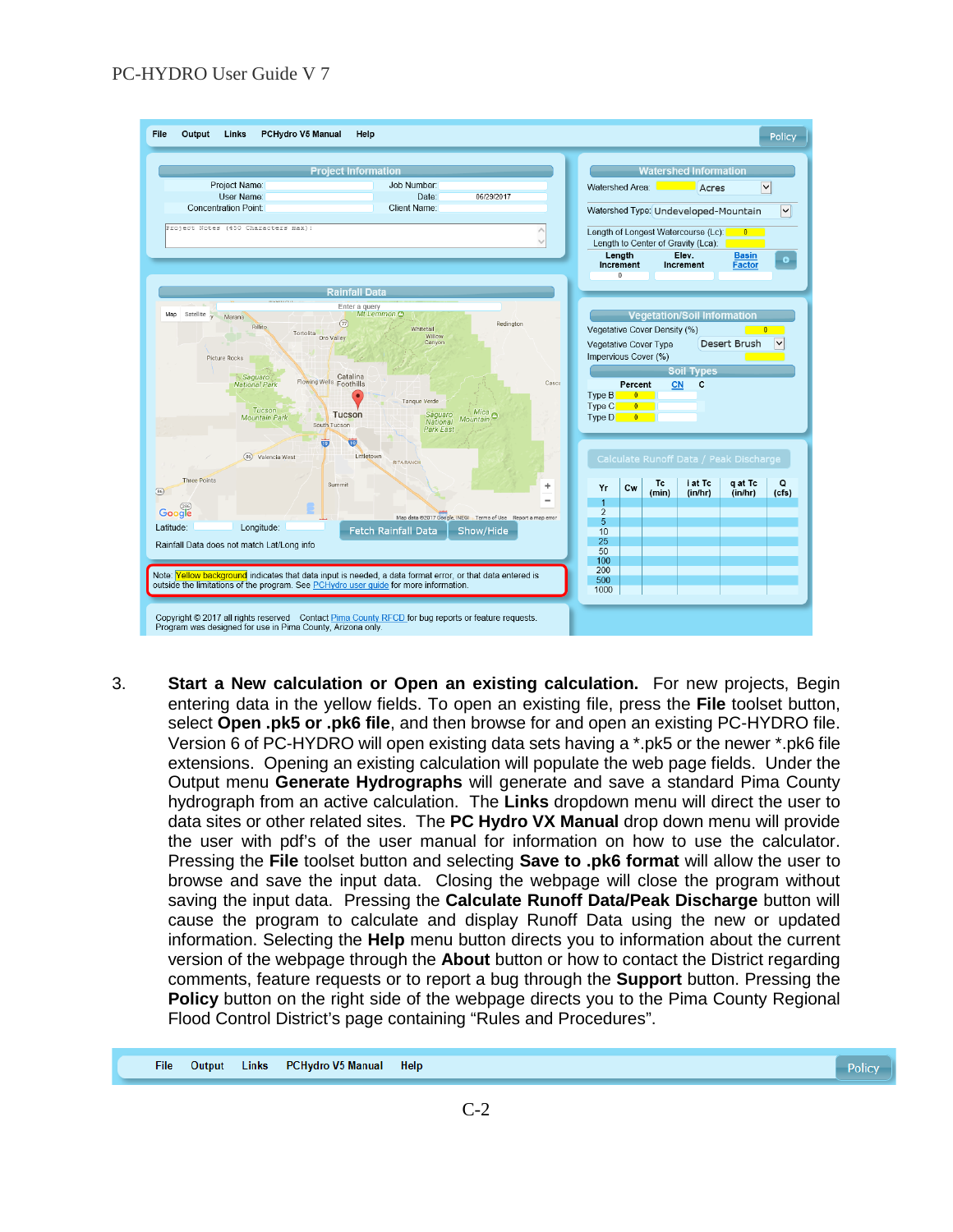3. **Start a New calculation or Open an existing calculation.** For new projects, Begin entering data in the yellow fields. To open an existing file, press the **File** toolset button, select **Open .pk5 or .pk6 file**, and then browse for and open an existing PC-HYDRO file. Version 6 of PC-HYDRO will open existing data sets having a *.pk5 or the newer *.pk6 file extensions. Opening an existing calculation will populate the web page fields. Under the Output menu **Generate Hydrographs** will generate and save a standard Pima County hydrograph from an active calculation. The **Links** dropdown menu will direct the user to data sites or other related sites. The **PC Hydro VX Manual** drop down menu will provide the user with pdf's of the user manual for information on how to use the calculator. Pressing the **File** toolset button and selecting **Save to .pk6 format** will allow the user to browse and save the input data. Closing the webpage will close the program without saving the input data. Pressing the **Calculate Runoff Data/Peak Discharge** button will cause the program to calculate and display Runoff Data using the new or updated information. Selecting the **Help** menu button directs you to information about the current version of the webpage through the **About** button or how to contact the District regarding comments, feature requests or to report a bug through the **Support** button. Pressing the **Policy** button on the right side of the webpage directs you to the Pima County Regional Flood Control District's page containing "Rules and Procedures".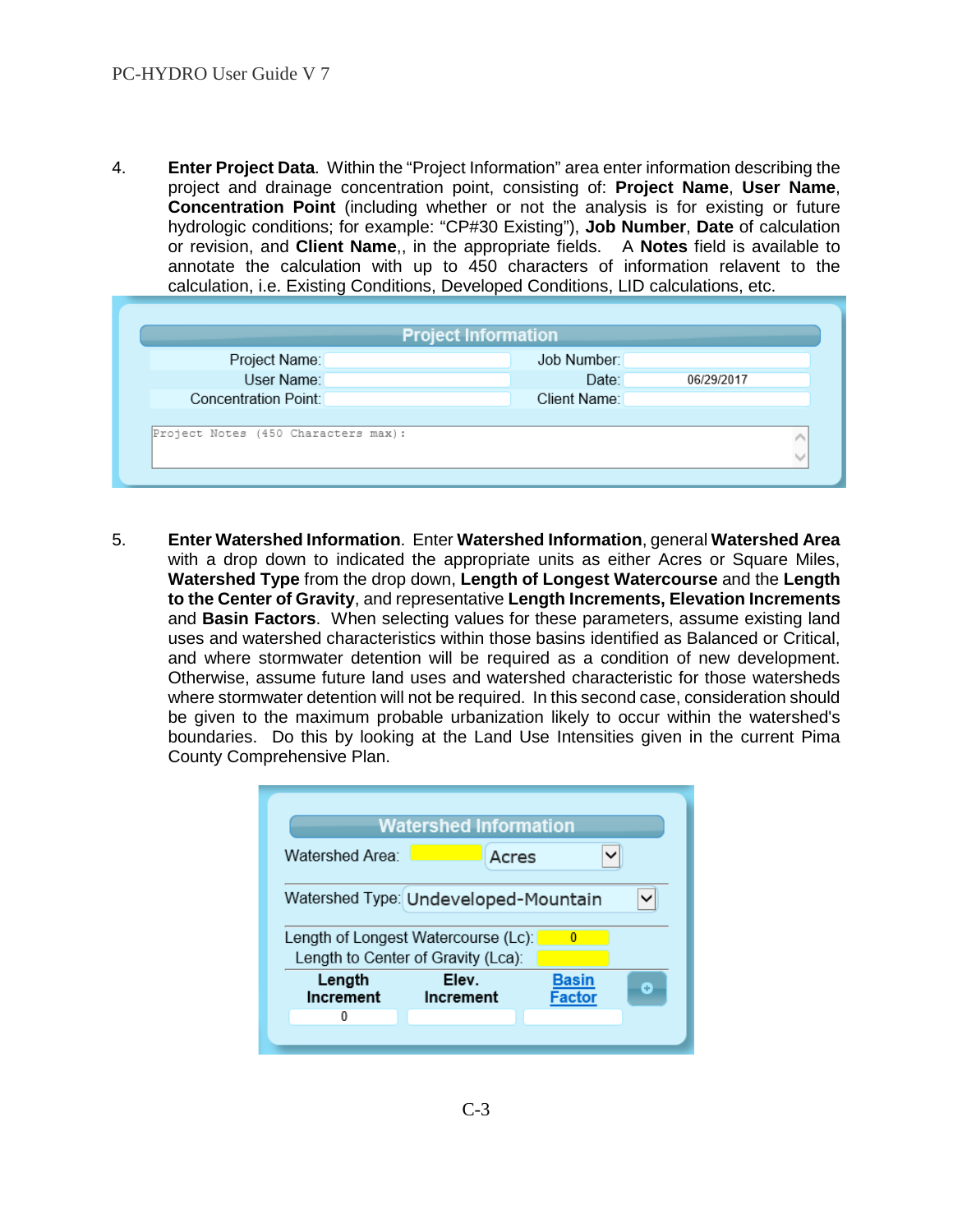4. **Enter Project Data**. Within the "Project Information" area enter information describing the project and drainage concentration point, consisting of: **Project Name**, **User Name**, **Concentration Point** (including whether or not the analysis is for existing or future hydrologic conditions; for example: "CP#30 Existing"), **Job Number**, **Date** of calculation or revision, and **Client Name**,, in the appropriate fields. A **Notes** field is available to annotate the calculation with up to 450 characters of information relavent to the calculation, i.e. Existing Conditions, Developed Conditions, LID calculations, etc.

5. **Enter Watershed Information**. Enter **Watershed Information**, general **Watershed Area** with a drop down to indicated the appropriate units as either Acres or Square Miles, **Watershed Type** from the drop down, **Length of Longest Watercourse** and the **Length to the Center of Gravity**, and representative **Length Increments, Elevation Increments** and **Basin Factors**. When selecting values for these parameters, assume existing land uses and watershed characteristics within those basins identified as Balanced or Critical, and where stormwater detention will be required as a condition of new development. Otherwise, assume future land uses and watershed characteristic for those watersheds where stormwater detention will not be required. In this second case, consideration should be given to the maximum probable urbanization likely to occur within the watershed's boundaries. Do this by looking at the Land Use Intensities given in the current Pima County Comprehensive Plan.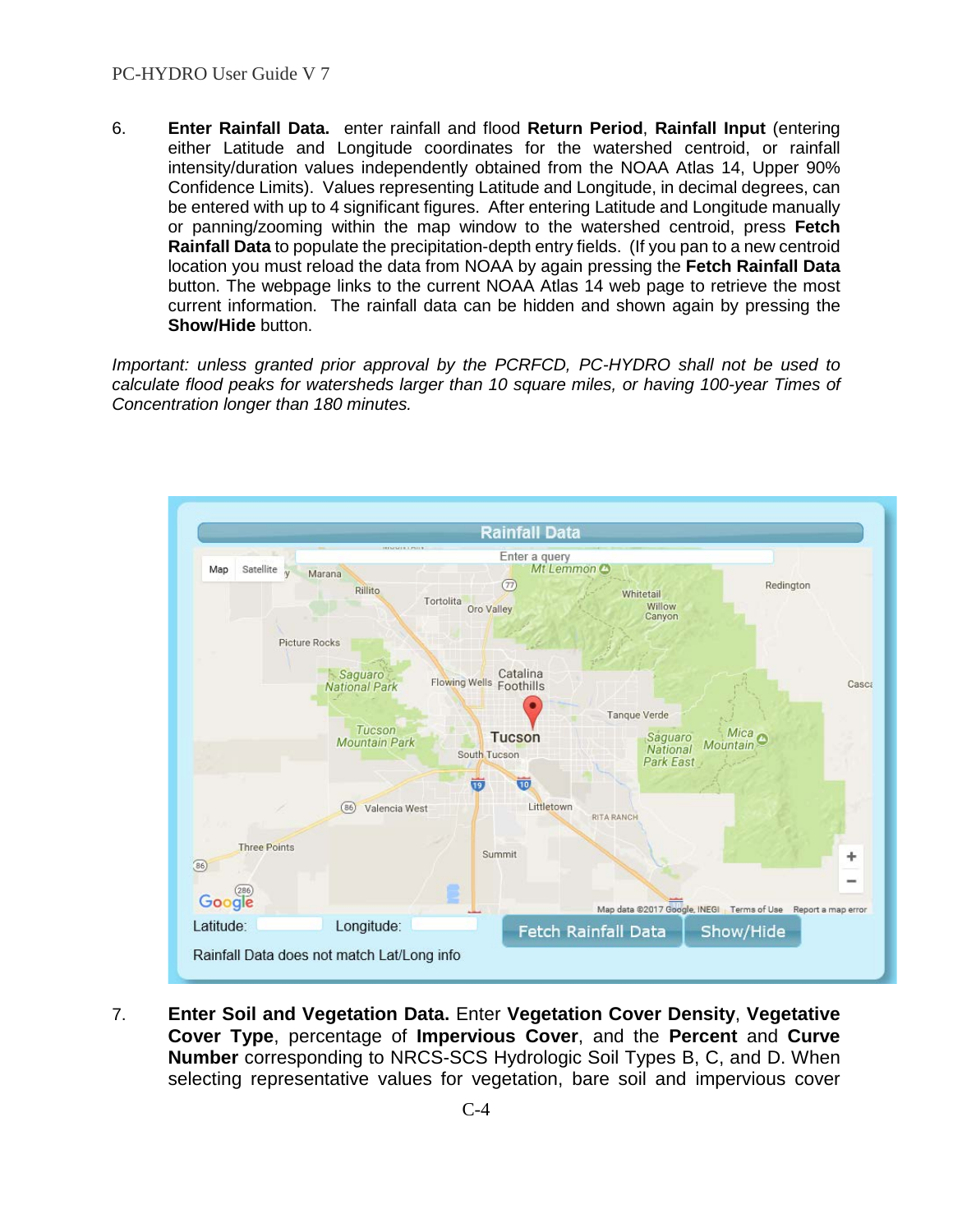6. **Enter Rainfall Data.** enter rainfall and flood **Return Period**, **Rainfall Input** (entering either Latitude and Longitude coordinates for the watershed centroid, or rainfall intensity/duration values independently obtained from the NOAA Atlas 14, Upper 90% Confidence Limits). Values representing Latitude and Longitude, in decimal degrees, can be entered with up to 4 significant figures. After entering Latitude and Longitude manually or panning/zooming within the map window to the watershed centroid, press **Fetch Rainfall Data** to populate the precipitation-depth entry fields. (If you pan to a new centroid location you must reload the data from NOAA by again pressing the **Fetch Rainfall Data** button. The webpage links to the current NOAA Atlas 14 web page to retrieve the most current information. The rainfall data can be hidden and shown again by pressing the **Show/Hide** button.

*Important: unless granted prior approval by the PCRFCD, PC-HYDRO shall not be used to calculate flood peaks for watersheds larger than 10 square miles, or having 100-year Times of Concentration longer than 180 minutes.*

7. **Enter Soil and Vegetation Data.** Enter **Vegetation Cover Density**, **Vegetative Cover Type**, percentage of **Impervious Cover**, and the **Percent** and **Curve Number** corresponding to NRCS-SCS Hydrologic Soil Types B, C, and D. When selecting representative values for vegetation, bare soil and impervious cover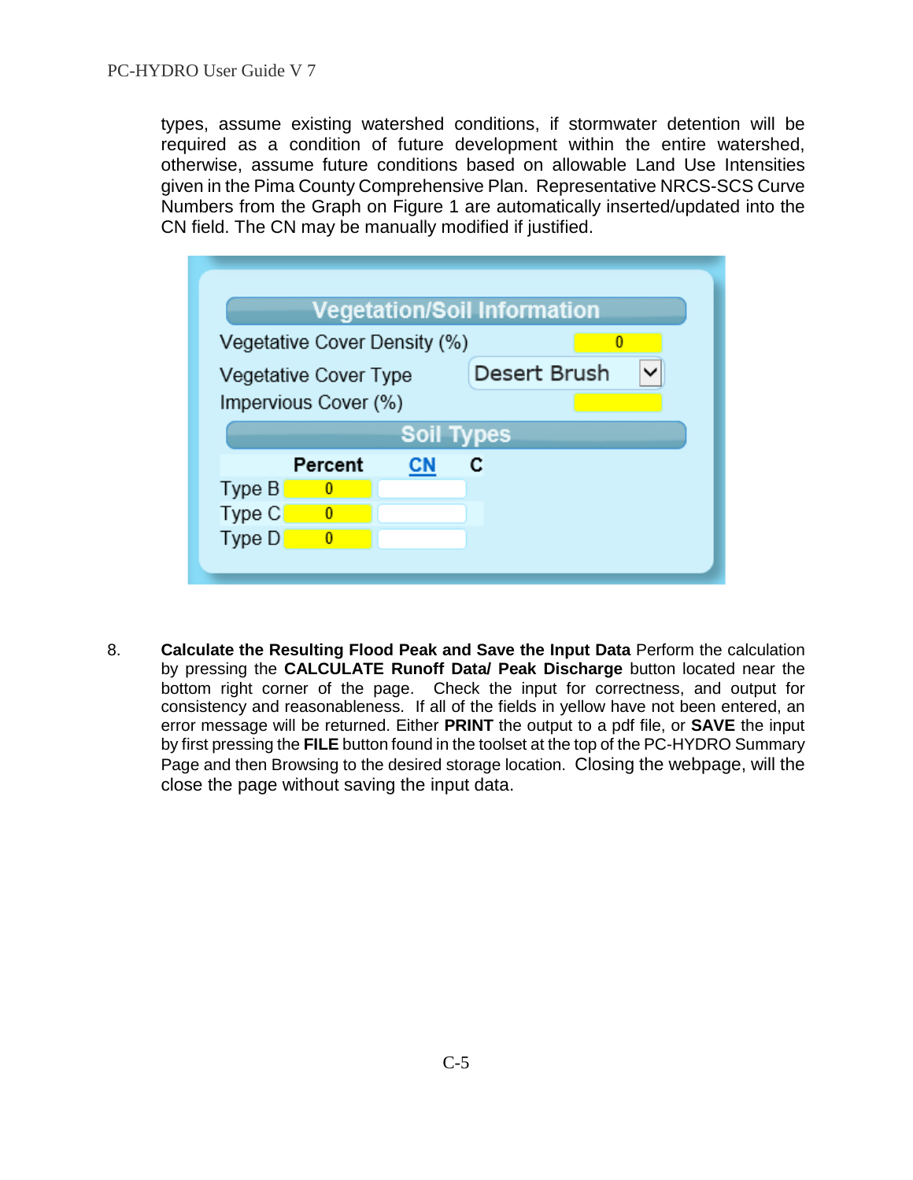types, assume existing watershed conditions, if stormwater detention will be required as a condition of future development within the entire watershed, otherwise, assume future conditions based on allowable Land Use Intensities given in the Pima County Comprehensive Plan. Representative NRCS-SCS Curve Numbers from the Graph on Figure 1 are automatically inserted/updated into the CN field. The CN may be manually modified if justified.

| Vegetation/Soil Information | | |
| --- | --- | --- |
| Vegetative Cover Density (%) | | 0 |
| Vegetative Cover Type | | Desert Brush |
| Impervious Cover (%) | | |

| Soil Types | Percent | CN | C |
| --- | --- | --- | --- |
| Type B | 0 | | |
| Type C | 0 | | |
| Type D | 0 | | |

8. **Calculate the Resulting Flood Peak and Save the Input Data** Perform the calculation by pressing the **CALCULATE Runoff Data/ Peak Discharge** button located near the bottom right corner of the page. Check the input for correctness, and output for consistency and reasonableness. If all of the fields in yellow have not been entered, an error message will be returned. Either **PRINT** the output to a pdf file, or **SAVE** the input by first pressing the **FILE** button found in the toolset at the top of the PC-HYDRO Summary Page and then Browsing to the desired storage location. Closing the webpage, will the close the page without saving the input data.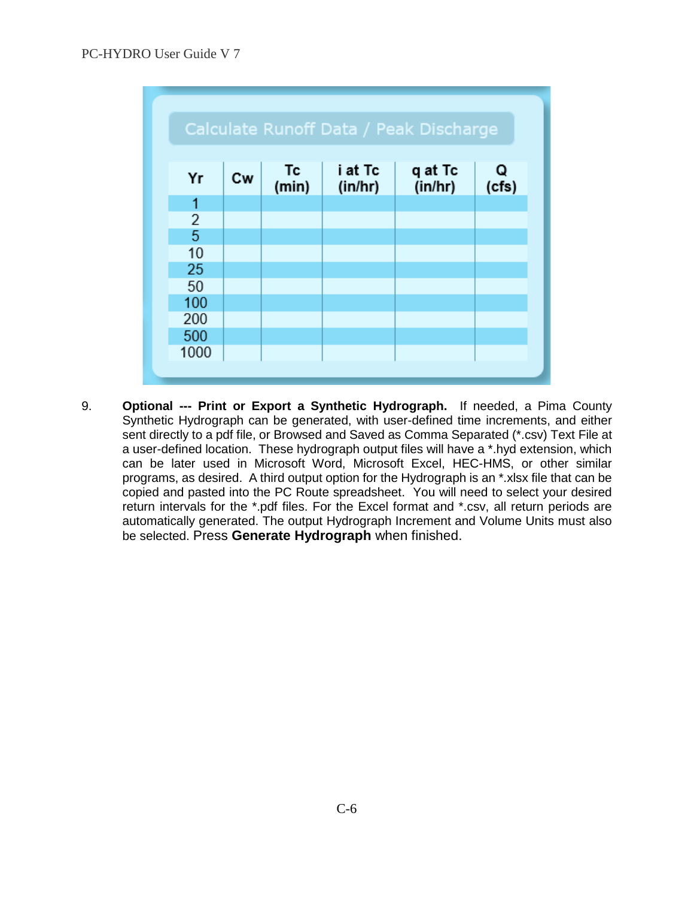**Calculate Runoff Data / Peak Discharge**

| Yr | Cw | Tc (min) | i at Tc (in/hr) | q at Tc (in/hr) | Q (cfs) |
|---|---|---|---|---|---|
| 1 | | | | | |
| 2 | | | | | |
| 5 | | | | | |
| 10 | | | | | |
| 25 | | | | | |
| 50 | | | | | |
| 100 | | | | | |
| 200 | | | | | |
| 500 | | | | | |
| 1000 | | | | | |

9. **Optional --- Print or Export a Synthetic Hydrograph.** If needed, a Pima County Synthetic Hydrograph can be generated, with user-defined time increments, and either sent directly to a pdf file, or Browsed and Saved as Comma Separated (*.csv) Text File at a user-defined location. These hydrograph output files will have a *.hyd extension, which can be later used in Microsoft Word, Microsoft Excel, HEC-HMS, or other similar programs, as desired. A third output option for the Hydrograph is an *.xlsx file that can be copied and pasted into the PC Route spreadsheet. You will need to select your desired return intervals for the *.pdf files. For the Excel format and *.csv, all return periods are automatically generated. The output Hydrograph Increment and Volume Units must also be selected. Press **Generate Hydrograph** when finished.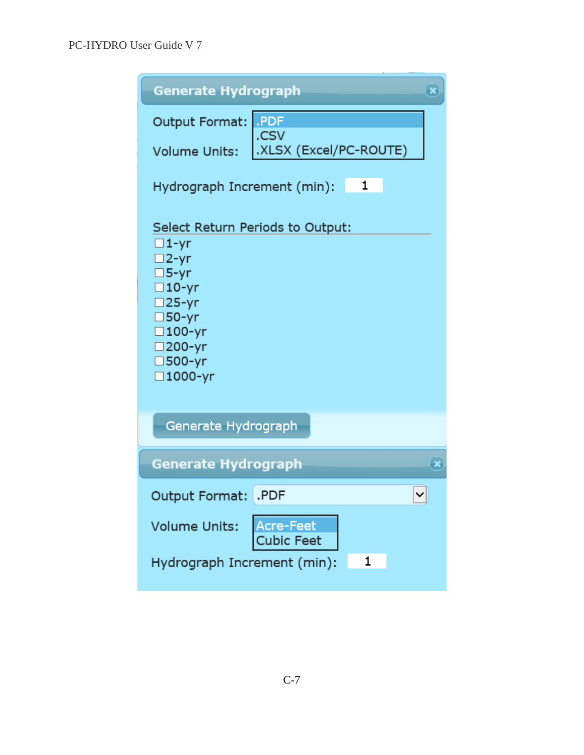Generate Hydrograph

Output Format: .PDF
.CSV
.XLSX (Excel/PC-ROUTE)

Volume Units:

Hydrograph Increment (min): 1

Select Return Periods to Output:

- ☐ 1-yr
- ☐ 2-yr
- ☐ 5-yr
- ☐ 10-yr
- ☐ 25-yr
- ☐ 50-yr
- ☐ 100-yr
- ☐ 200-yr
- ☐ 500-yr
- ☐ 1000-yr

Generate Hydrograph

Generate Hydrograph

Output Format: .PDF

Volume Units: Acre-Feet
Cubic Feet

Hydrograph Increment (min): 1